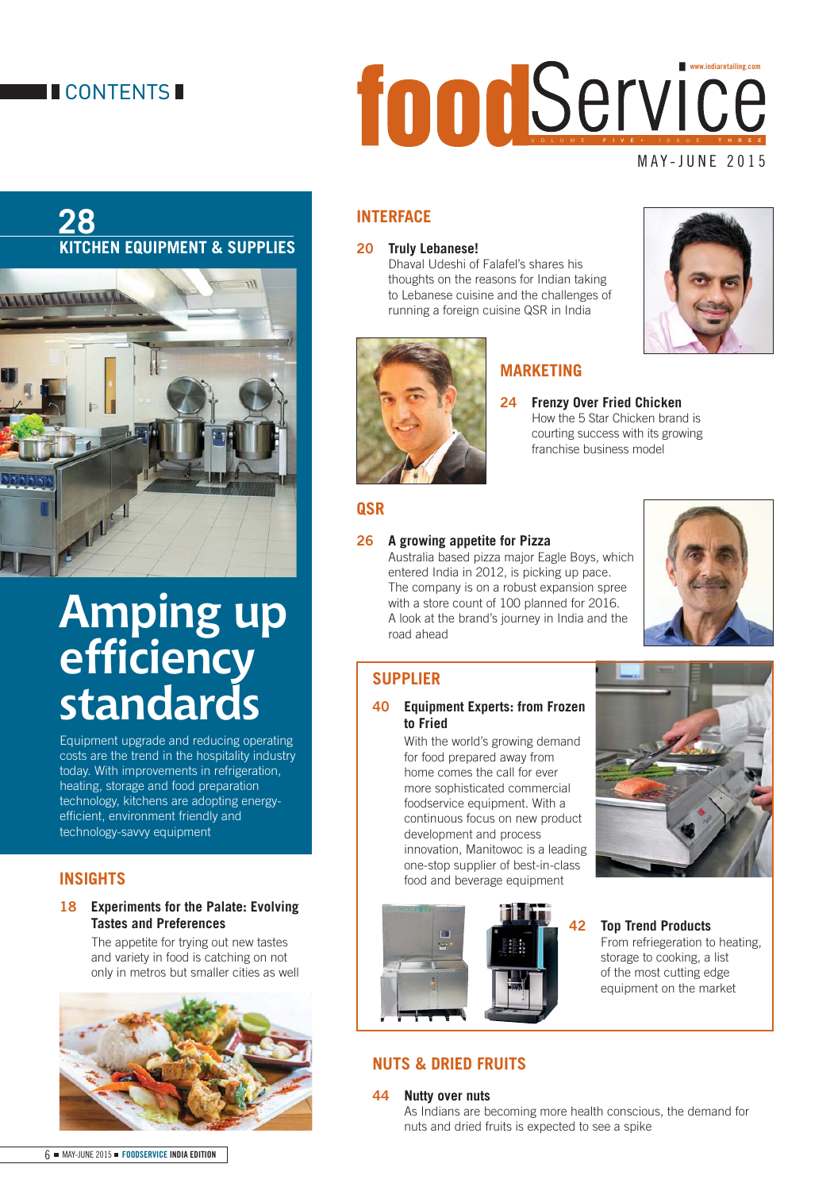# CONTENTS

# foodService

VOLUME FIVE • ISSUE THREE

MAY-JUNE 2015

## 28 KITCHEN EQUIPMENT & SUPPLIES

# Amping up efficiency standards

Equipment upgrade and reducing operating costs are the trend in the hospitality industry today. With improvements in refrigeration, heating, storage and food preparation technology, kitchens are adopting energy-efficient, environment friendly and technology-savvy equipment

## INSIGHTS

**18 Experiments for the Palate: Evolving Tastes and Preferences**

The appetite for trying out new tastes and variety in food is catching on not only in metros but smaller cities as well

## INTERFACE

**20 Truly Lebanese!**

Dhaval Udeshi of Falafel's shares his thoughts on the reasons for Indian taking to Lebanese cuisine and the challenges of running a foreign cuisine QSR in India

## MARKETING

**24 Frenzy Over Fried Chicken**

How the 5 Star Chicken brand is courting success with its growing franchise business model

## QSR

**26 A growing appetite for Pizza**

Australia based pizza major Eagle Boys, which entered India in 2012, is picking up pace. The company is on a robust expansion spree with a store count of 100 planned for 2016. A look at the brand's journey in India and the road ahead

## SUPPLIER

**40 Equipment Experts: from Frozen to Fried**

With the world's growing demand for food prepared away from home comes the call for ever more sophisticated commercial foodservice equipment. With a continuous focus on new product development and process innovation, Manitowoc is a leading one-stop supplier of best-in-class food and beverage equipment

**42 Top Trend Products**

From refriegeration to heating, storage to cooking, a list of the most cutting edge equipment on the market

## NUTS & DRIED FRUITS

**44 Nutty over nuts**

As Indians are becoming more health conscious, the demand for nuts and dried fruits is expected to see a spike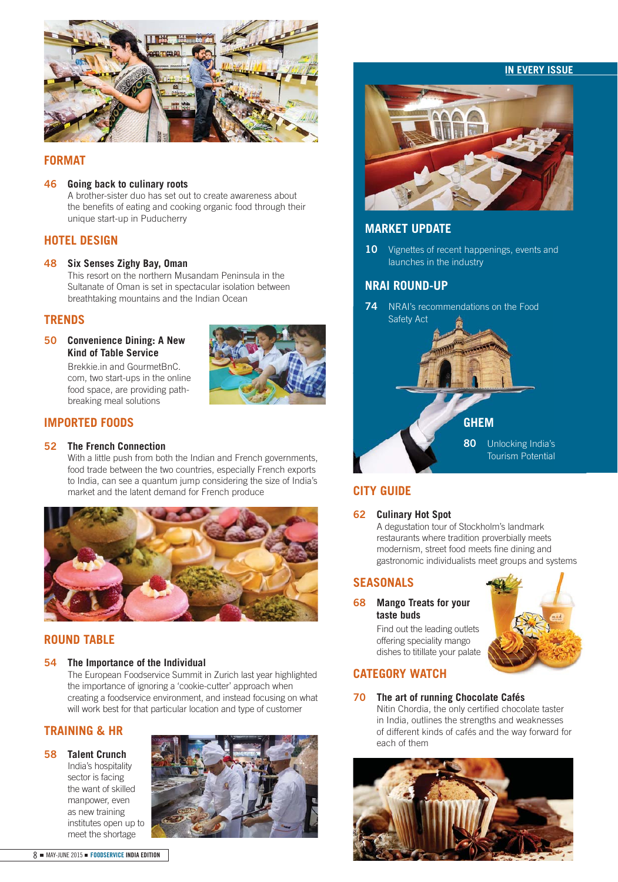## FORMAT

**46 Going back to culinary roots**
A brother-sister duo has set out to create awareness about the benefits of eating and cooking organic food through their unique start-up in Puducherry

## HOTEL DESIGN

**48 Six Senses Zighy Bay, Oman**
This resort on the northern Musandam Peninsula in the Sultanate of Oman is set in spectacular isolation between breathtaking mountains and the Indian Ocean

## TRENDS

**50 Convenience Dining: A New Kind of Table Service**
Brekkie.in and GourmetBnC.com, two start-ups in the online food space, are providing path-breaking meal solutions

## IMPORTED FOODS

**52 The French Connection**
With a little push from both the Indian and French governments, food trade between the two countries, especially French exports to India, can see a quantum jump considering the size of India's market and the latent demand for French produce

## ROUND TABLE

**54 The Importance of the Individual**
The European Foodservice Summit in Zurich last year highlighted the importance of ignoring a 'cookie-cutter' approach when creating a foodservice environment, and instead focusing on what will work best for that particular location and type of customer

## TRAINING & HR

**58 Talent Crunch**
India's hospitality sector is facing the want of skilled manpower, even as new training institutes open up to meet the shortage

## IN EVERY ISSUE

### MARKET UPDATE

**10** Vignettes of recent happenings, events and launches in the industry

### NRAI ROUND-UP

**74** NRAI's recommendations on the Food Safety Act

### GHEM

**80** Unlocking India's Tourism Potential

## CITY GUIDE

**62 Culinary Hot Spot**
A degustation tour of Stockholm's landmark restaurants where tradition proverbially meets modernism, street food meets fine dining and gastronomic individualists meet groups and systems

## SEASONALS

**68 Mango Treats for your taste buds**
Find out the leading outlets offering speciality mango dishes to titillate your palate

## CATEGORY WATCH

**70 The art of running Chocolate Cafés**
Nitin Chordia, the only certified chocolate taster in India, outlines the strengths and weaknesses of different kinds of cafés and the way forward for each of them